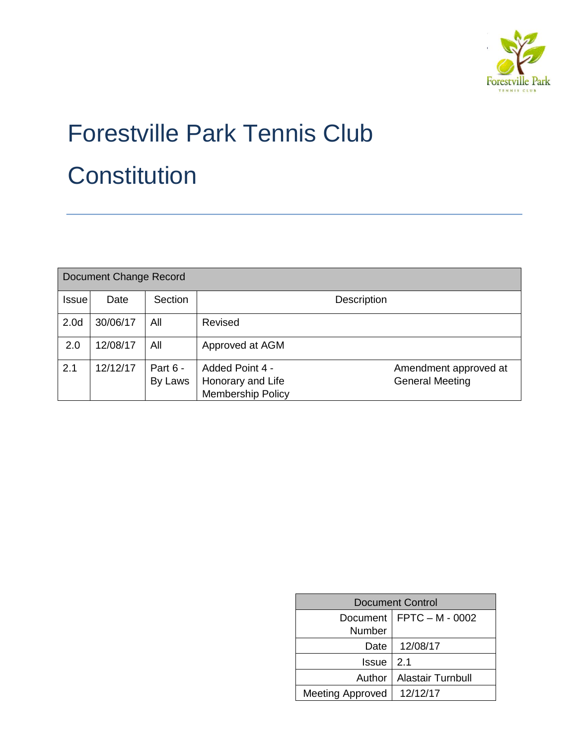# Forestville Park Tennis Club

# Constitution

| Document Change Record | | | | |
|---|---|---|---|---|
| Issue | Date | Section | Description | |
| 2.0d | 30/06/17 | All | Revised | |
| 2.0 | 12/08/17 | All | Approved at AGM | |
| 2.1 | 12/12/17 | Part 6 - By Laws | Added Point 4 - Honorary and Life Membership Policy | Amendment approved at General Meeting |

| Document Control | |
|---|---|
| Document Number | FPTC – M - 0002 |
| Date | 12/08/17 |
| Issue | 2.1 |
| Author | Alastair Turnbull |
| Meeting Approved | 12/12/17 |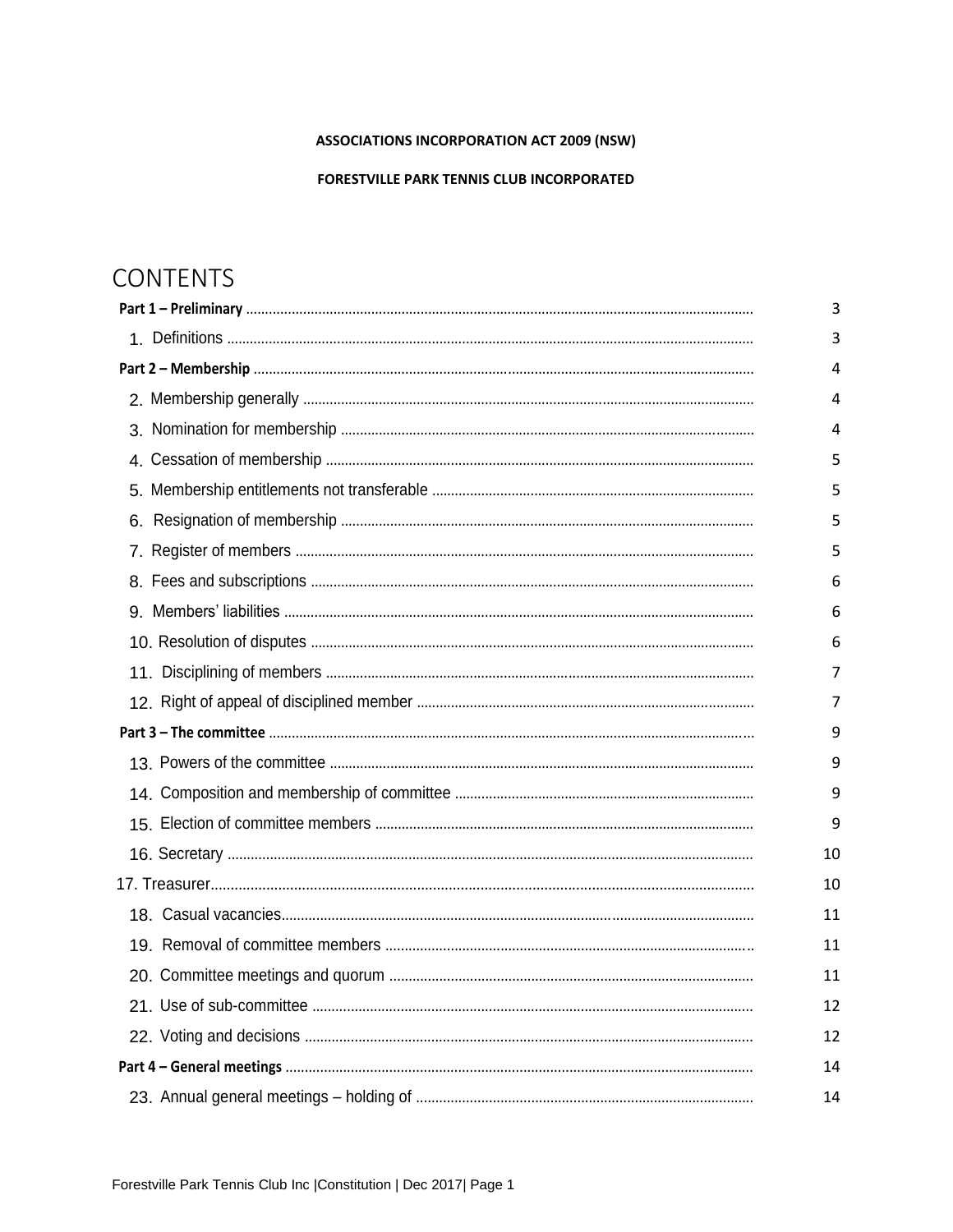**ASSOCIATIONS INCORPORATION ACT 2009 (NSW)**

**FORESTVILLE PARK TENNIS CLUB INCORPORATED**

# CONTENTS

| | |
|---|---|
| **Part 1 – Preliminary** | 3 |
| 1. Definitions | 3 |
| **Part 2 – Membership** | 4 |
| 2. Membership generally | 4 |
| 3. Nomination for membership | 4 |
| 4. Cessation of membership | 5 |
| 5. Membership entitlements not transferable | 5 |
| 6. Resignation of membership | 5 |
| 7. Register of members | 5 |
| 8. Fees and subscriptions | 6 |
| 9. Members' liabilities | 6 |
| 10. Resolution of disputes | 6 |
| 11. Disciplining of members | 7 |
| 12. Right of appeal of disciplined member | 7 |
| **Part 3 – The committee** | 9 |
| 13. Powers of the committee | 9 |
| 14. Composition and membership of committee | 9 |
| 15. Election of committee members | 9 |
| 16. Secretary | 10 |
| 17. Treasurer | 10 |
| 18. Casual vacancies | 11 |
| 19. Removal of committee members | 11 |
| 20. Committee meetings and quorum | 11 |
| 21. Use of sub-committee | 12 |
| 22. Voting and decisions | 12 |
| **Part 4 – General meetings** | 14 |
| 23. Annual general meetings – holding of | 14 |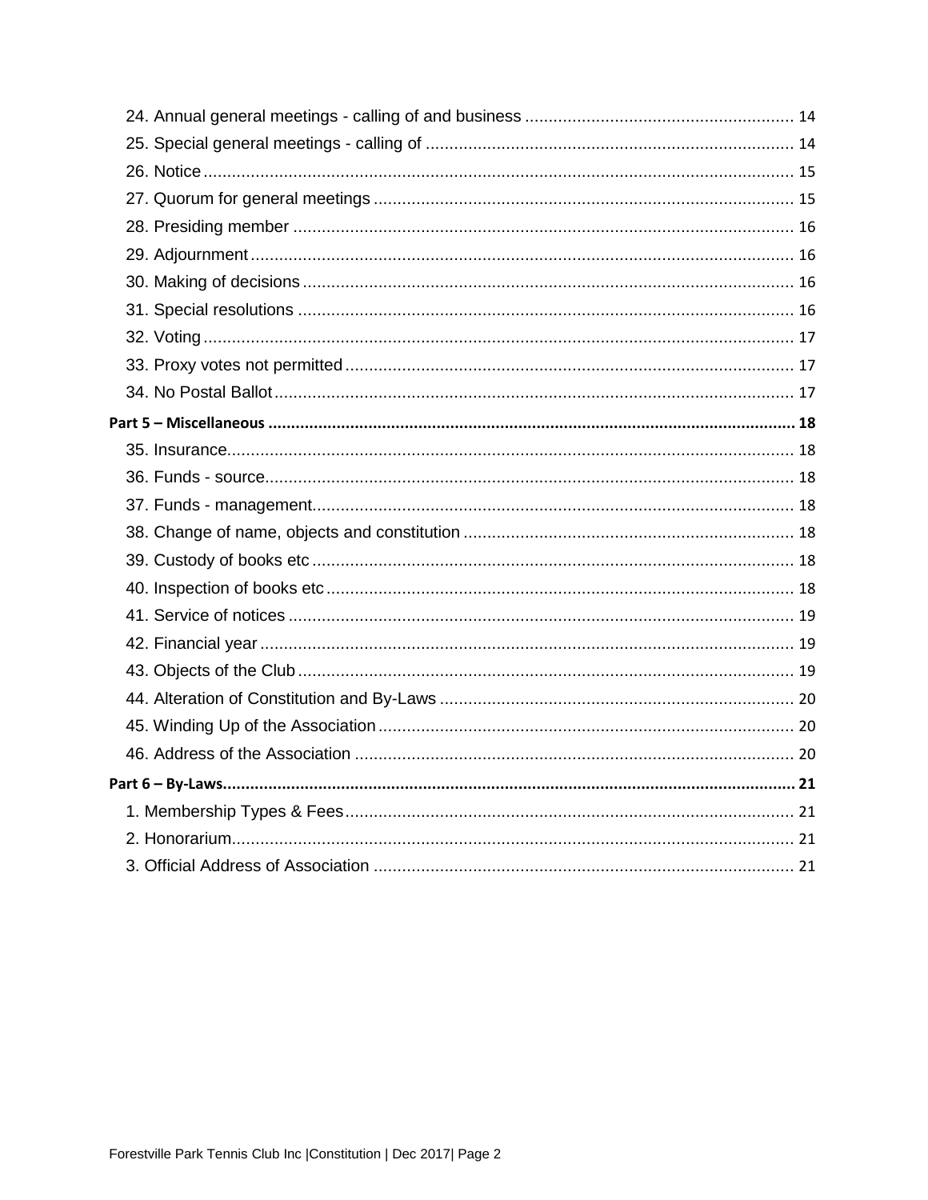24. Annual general meetings - calling of and business ........................................................ 14
25. Special general meetings - calling of ............................................................................ 14
26. Notice ............................................................................................................................ 15
27. Quorum for general meetings ........................................................................................ 15
28. Presiding member ......................................................................................................... 16
29. Adjournment ................................................................................................................. 16
30. Making of decisions ...................................................................................................... 16
31. Special resolutions ........................................................................................................ 16
32. Voting ............................................................................................................................ 17
33. Proxy votes not permitted ............................................................................................. 17
34. No Postal Ballot ............................................................................................................. 17

**Part 5 – Miscellaneous ................................................................................................................ 18**

35. Insurance ....................................................................................................................... 18
36. Funds - source ............................................................................................................... 18
37. Funds - management .................................................................................................... 18
38. Change of name, objects and constitution ..................................................................... 18
39. Custody of books etc ..................................................................................................... 18
40. Inspection of books etc .................................................................................................. 18
41. Service of notices .......................................................................................................... 19
42. Financial year ................................................................................................................ 19
43. Objects of the Club ........................................................................................................ 19
44. Alteration of Constitution and By-Laws .......................................................................... 20
45. Winding Up of the Association ....................................................................................... 20
46. Address of the Association ............................................................................................ 20

**Part 6 – By-Laws ........................................................................................................................ 21**

1. Membership Types & Fees .............................................................................................. 21
2. Honorarium ...................................................................................................................... 21
3. Official Address of Association ........................................................................................ 21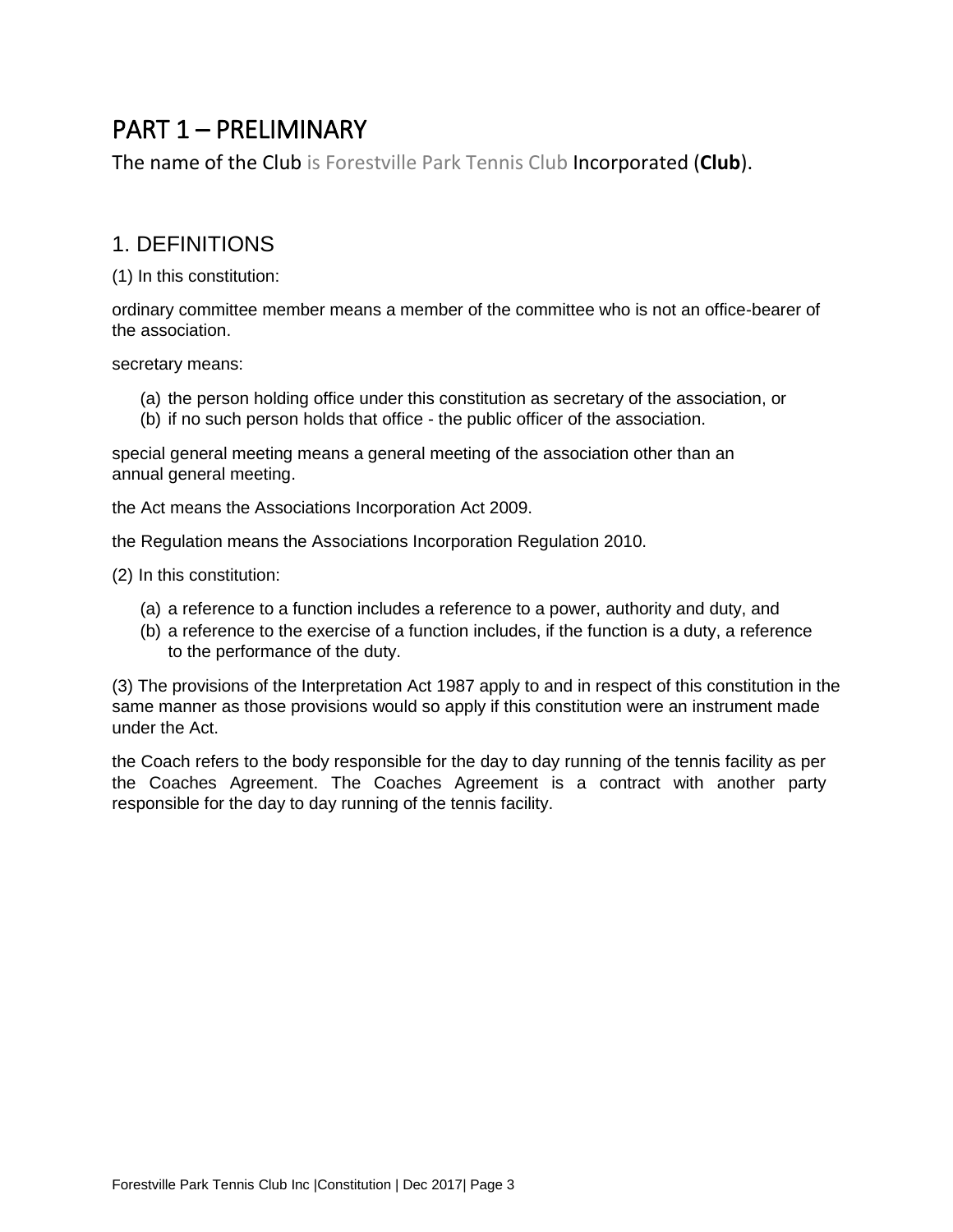# PART 1 – PRELIMINARY

The name of the Club is Forestville Park Tennis Club Incorporated (**Club**).

## 1. DEFINITIONS

(1) In this constitution:

ordinary committee member means a member of the committee who is not an office-bearer of the association.

secretary means:

(a) the person holding office under this constitution as secretary of the association, or
(b) if no such person holds that office - the public officer of the association.

special general meeting means a general meeting of the association other than an annual general meeting.

the Act means the Associations Incorporation Act 2009.

the Regulation means the Associations Incorporation Regulation 2010.

(2) In this constitution:

(a) a reference to a function includes a reference to a power, authority and duty, and
(b) a reference to the exercise of a function includes, if the function is a duty, a reference to the performance of the duty.

(3) The provisions of the Interpretation Act 1987 apply to and in respect of this constitution in the same manner as those provisions would so apply if this constitution were an instrument made under the Act.

the Coach refers to the body responsible for the day to day running of the tennis facility as per the Coaches Agreement. The Coaches Agreement is a contract with another party responsible for the day to day running of the tennis facility.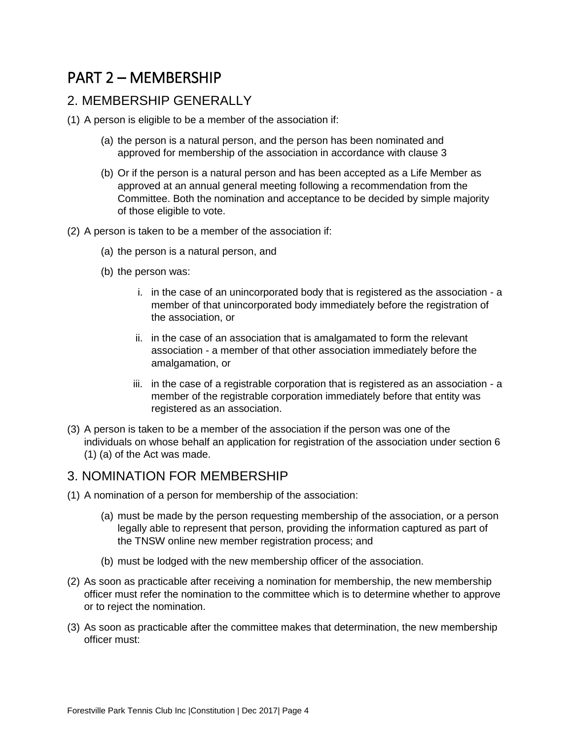# PART 2 – MEMBERSHIP

## 2. MEMBERSHIP GENERALLY

(1) A person is eligible to be a member of the association if:

(a) the person is a natural person, and the person has been nominated and approved for membership of the association in accordance with clause 3

(b) Or if the person is a natural person and has been accepted as a Life Member as approved at an annual general meeting following a recommendation from the Committee. Both the nomination and acceptance to be decided by simple majority of those eligible to vote.

(2) A person is taken to be a member of the association if:

(a) the person is a natural person, and

(b) the person was:

i. in the case of an unincorporated body that is registered as the association - a member of that unincorporated body immediately before the registration of the association, or

ii. in the case of an association that is amalgamated to form the relevant association - a member of that other association immediately before the amalgamation, or

iii. in the case of a registrable corporation that is registered as an association - a member of the registrable corporation immediately before that entity was registered as an association.

(3) A person is taken to be a member of the association if the person was one of the individuals on whose behalf an application for registration of the association under section 6 (1) (a) of the Act was made.

## 3. NOMINATION FOR MEMBERSHIP

(1) A nomination of a person for membership of the association:

(a) must be made by the person requesting membership of the association, or a person legally able to represent that person, providing the information captured as part of the TNSW online new member registration process; and

(b) must be lodged with the new membership officer of the association.

(2) As soon as practicable after receiving a nomination for membership, the new membership officer must refer the nomination to the committee which is to determine whether to approve or to reject the nomination.

(3) As soon as practicable after the committee makes that determination, the new membership officer must: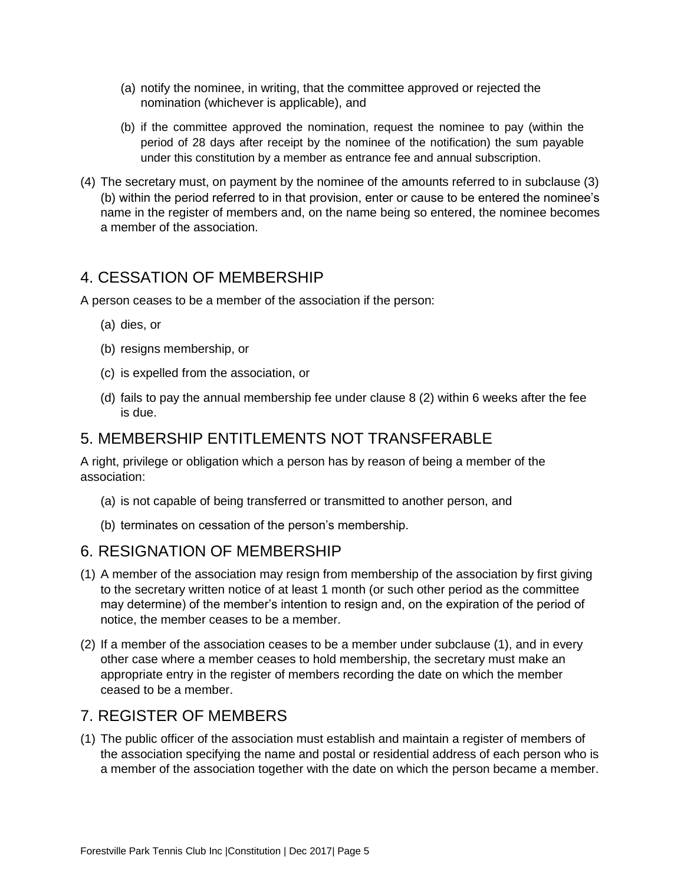(a) notify the nominee, in writing, that the committee approved or rejected the nomination (whichever is applicable), and

(b) if the committee approved the nomination, request the nominee to pay (within the period of 28 days after receipt by the nominee of the notification) the sum payable under this constitution by a member as entrance fee and annual subscription.

(4) The secretary must, on payment by the nominee of the amounts referred to in subclause (3)(b) within the period referred to in that provision, enter or cause to be entered the nominee's name in the register of members and, on the name being so entered, the nominee becomes a member of the association.

## 4. CESSATION OF MEMBERSHIP

A person ceases to be a member of the association if the person:

(a) dies, or

(b) resigns membership, or

(c) is expelled from the association, or

(d) fails to pay the annual membership fee under clause 8 (2) within 6 weeks after the fee is due.

## 5. MEMBERSHIP ENTITLEMENTS NOT TRANSFERABLE

A right, privilege or obligation which a person has by reason of being a member of the association:

(a) is not capable of being transferred or transmitted to another person, and

(b) terminates on cessation of the person's membership.

## 6. RESIGNATION OF MEMBERSHIP

(1) A member of the association may resign from membership of the association by first giving to the secretary written notice of at least 1 month (or such other period as the committee may determine) of the member's intention to resign and, on the expiration of the period of notice, the member ceases to be a member.

(2) If a member of the association ceases to be a member under subclause (1), and in every other case where a member ceases to hold membership, the secretary must make an appropriate entry in the register of members recording the date on which the member ceased to be a member.

## 7. REGISTER OF MEMBERS

(1) The public officer of the association must establish and maintain a register of members of the association specifying the name and postal or residential address of each person who is a member of the association together with the date on which the person became a member.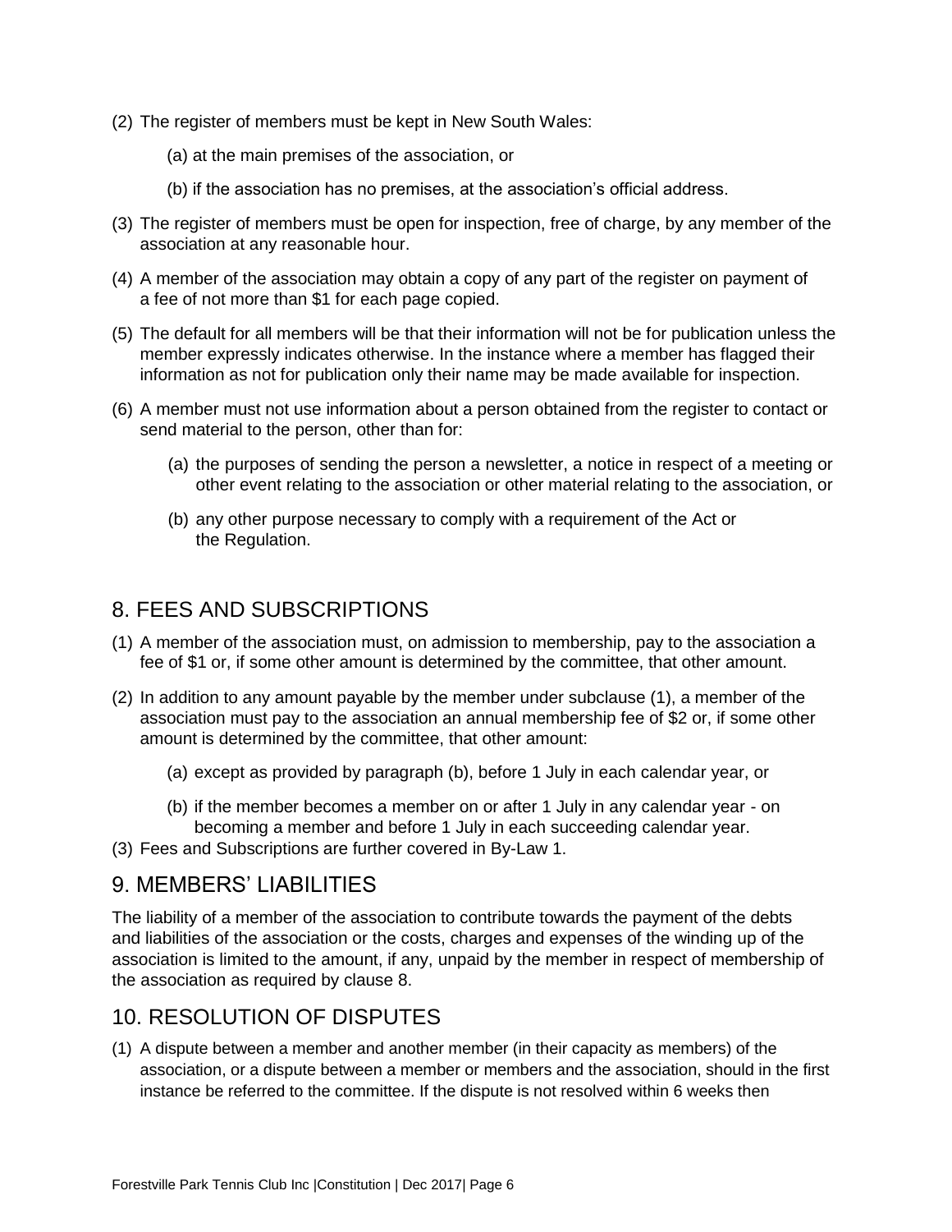(2) The register of members must be kept in New South Wales:

   (a) at the main premises of the association, or

   (b) if the association has no premises, at the association's official address.

(3) The register of members must be open for inspection, free of charge, by any member of the association at any reasonable hour.

(4) A member of the association may obtain a copy of any part of the register on payment of a fee of not more than $1 for each page copied.

(5) The default for all members will be that their information will not be for publication unless the member expressly indicates otherwise. In the instance where a member has flagged their information as not for publication only their name may be made available for inspection.

(6) A member must not use information about a person obtained from the register to contact or send material to the person, other than for:

   (a) the purposes of sending the person a newsletter, a notice in respect of a meeting or other event relating to the association or other material relating to the association, or

   (b) any other purpose necessary to comply with a requirement of the Act or the Regulation.

## 8. FEES AND SUBSCRIPTIONS

(1) A member of the association must, on admission to membership, pay to the association a fee of $1 or, if some other amount is determined by the committee, that other amount.

(2) In addition to any amount payable by the member under subclause (1), a member of the association must pay to the association an annual membership fee of $2 or, if some other amount is determined by the committee, that other amount:

   (a) except as provided by paragraph (b), before 1 July in each calendar year, or

   (b) if the member becomes a member on or after 1 July in any calendar year - on becoming a member and before 1 July in each succeeding calendar year.

(3) Fees and Subscriptions are further covered in By-Law 1.

## 9. MEMBERS' LIABILITIES

The liability of a member of the association to contribute towards the payment of the debts and liabilities of the association or the costs, charges and expenses of the winding up of the association is limited to the amount, if any, unpaid by the member in respect of membership of the association as required by clause 8.

## 10. RESOLUTION OF DISPUTES

(1) A dispute between a member and another member (in their capacity as members) of the association, or a dispute between a member or members and the association, should in the first instance be referred to the committee. If the dispute is not resolved within 6 weeks then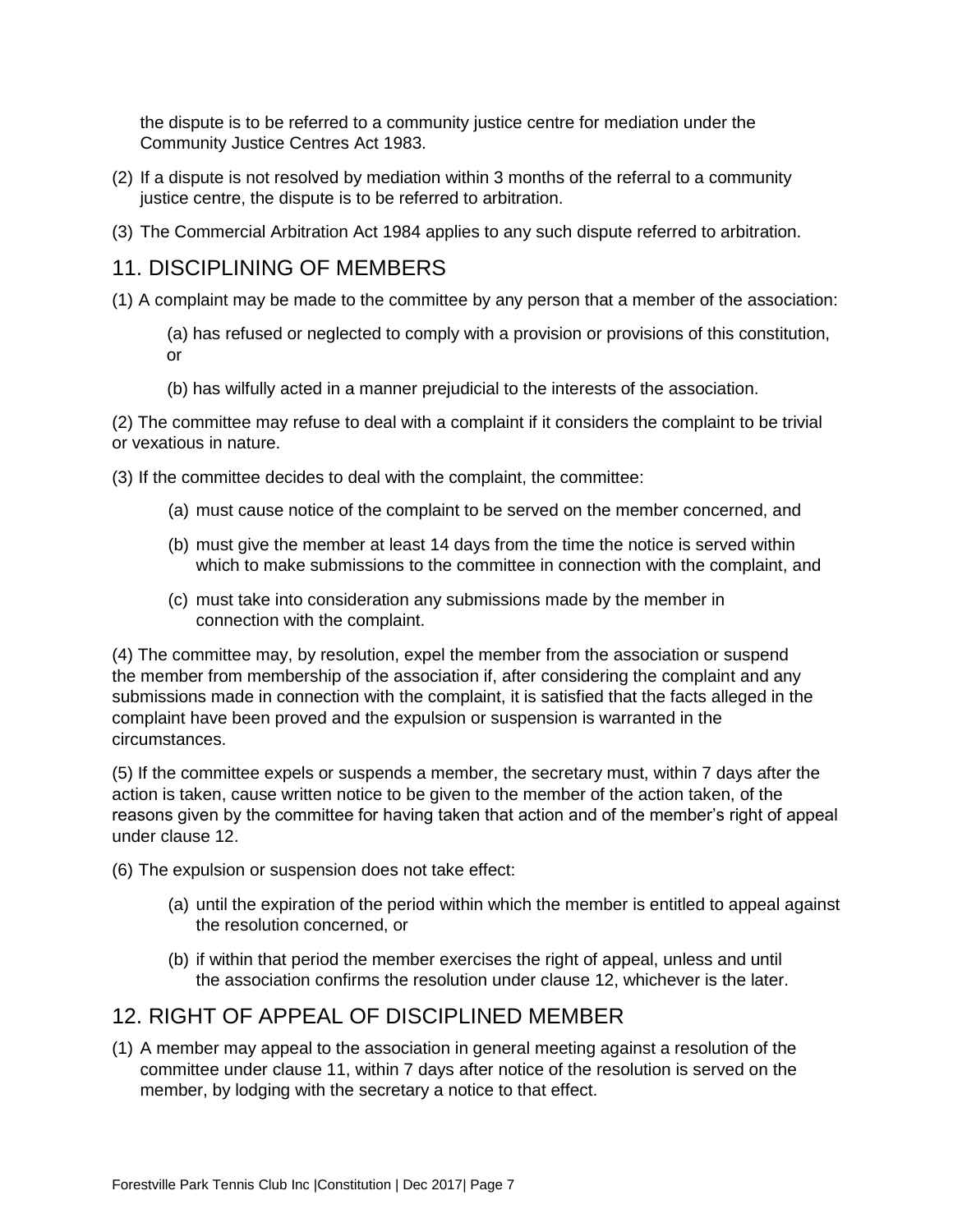the dispute is to be referred to a community justice centre for mediation under the Community Justice Centres Act 1983.

(2) If a dispute is not resolved by mediation within 3 months of the referral to a community justice centre, the dispute is to be referred to arbitration.

(3) The Commercial Arbitration Act 1984 applies to any such dispute referred to arbitration.

## 11. DISCIPLINING OF MEMBERS

(1) A complaint may be made to the committee by any person that a member of the association:

(a) has refused or neglected to comply with a provision or provisions of this constitution, or

(b) has wilfully acted in a manner prejudicial to the interests of the association.

(2) The committee may refuse to deal with a complaint if it considers the complaint to be trivial or vexatious in nature.

(3) If the committee decides to deal with the complaint, the committee:

(a) must cause notice of the complaint to be served on the member concerned, and

(b) must give the member at least 14 days from the time the notice is served within which to make submissions to the committee in connection with the complaint, and

(c) must take into consideration any submissions made by the member in connection with the complaint.

(4) The committee may, by resolution, expel the member from the association or suspend the member from membership of the association if, after considering the complaint and any submissions made in connection with the complaint, it is satisfied that the facts alleged in the complaint have been proved and the expulsion or suspension is warranted in the circumstances.

(5) If the committee expels or suspends a member, the secretary must, within 7 days after the action is taken, cause written notice to be given to the member of the action taken, of the reasons given by the committee for having taken that action and of the member's right of appeal under clause 12.

(6) The expulsion or suspension does not take effect:

(a) until the expiration of the period within which the member is entitled to appeal against the resolution concerned, or

(b) if within that period the member exercises the right of appeal, unless and until the association confirms the resolution under clause 12, whichever is the later.

## 12. RIGHT OF APPEAL OF DISCIPLINED MEMBER

(1) A member may appeal to the association in general meeting against a resolution of the committee under clause 11, within 7 days after notice of the resolution is served on the member, by lodging with the secretary a notice to that effect.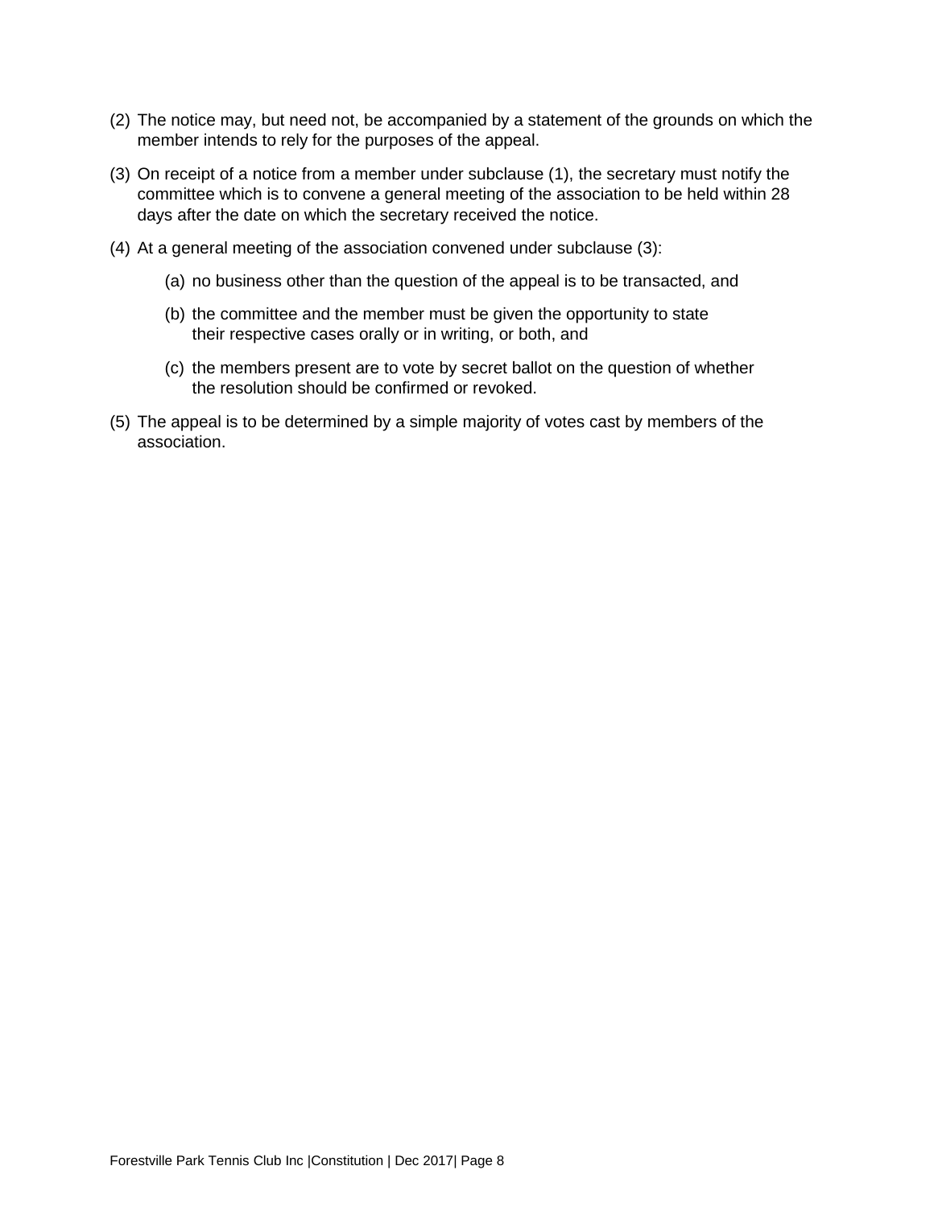(2) The notice may, but need not, be accompanied by a statement of the grounds on which the member intends to rely for the purposes of the appeal.

(3) On receipt of a notice from a member under subclause (1), the secretary must notify the committee which is to convene a general meeting of the association to be held within 28 days after the date on which the secretary received the notice.

(4) At a general meeting of the association convened under subclause (3):

  (a) no business other than the question of the appeal is to be transacted, and

  (b) the committee and the member must be given the opportunity to state their respective cases orally or in writing, or both, and

  (c) the members present are to vote by secret ballot on the question of whether the resolution should be confirmed or revoked.

(5) The appeal is to be determined by a simple majority of votes cast by members of the association.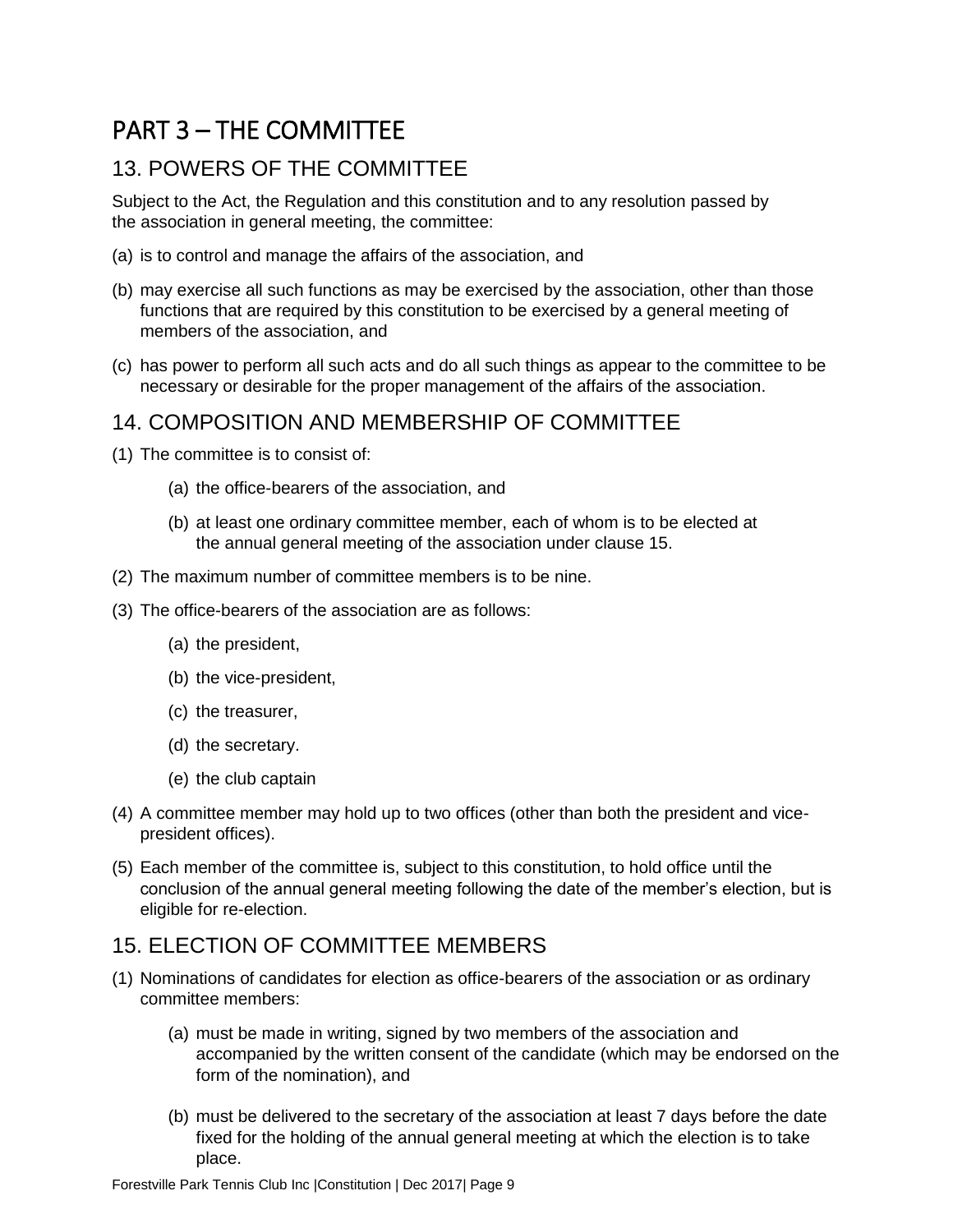# PART 3 – THE COMMITTEE

## 13. POWERS OF THE COMMITTEE

Subject to the Act, the Regulation and this constitution and to any resolution passed by the association in general meeting, the committee:

(a) is to control and manage the affairs of the association, and

(b) may exercise all such functions as may be exercised by the association, other than those functions that are required by this constitution to be exercised by a general meeting of members of the association, and

(c) has power to perform all such acts and do all such things as appear to the committee to be necessary or desirable for the proper management of the affairs of the association.

## 14. COMPOSITION AND MEMBERSHIP OF COMMITTEE

(1) The committee is to consist of:

  (a) the office-bearers of the association, and

  (b) at least one ordinary committee member, each of whom is to be elected at the annual general meeting of the association under clause 15.

(2) The maximum number of committee members is to be nine.

(3) The office-bearers of the association are as follows:

  (a) the president,

  (b) the vice-president,

  (c) the treasurer,

  (d) the secretary.

  (e) the club captain

(4) A committee member may hold up to two offices (other than both the president and vice-president offices).

(5) Each member of the committee is, subject to this constitution, to hold office until the conclusion of the annual general meeting following the date of the member's election, but is eligible for re-election.

## 15. ELECTION OF COMMITTEE MEMBERS

(1) Nominations of candidates for election as office-bearers of the association or as ordinary committee members:

  (a) must be made in writing, signed by two members of the association and accompanied by the written consent of the candidate (which may be endorsed on the form of the nomination), and

  (b) must be delivered to the secretary of the association at least 7 days before the date fixed for the holding of the annual general meeting at which the election is to take place.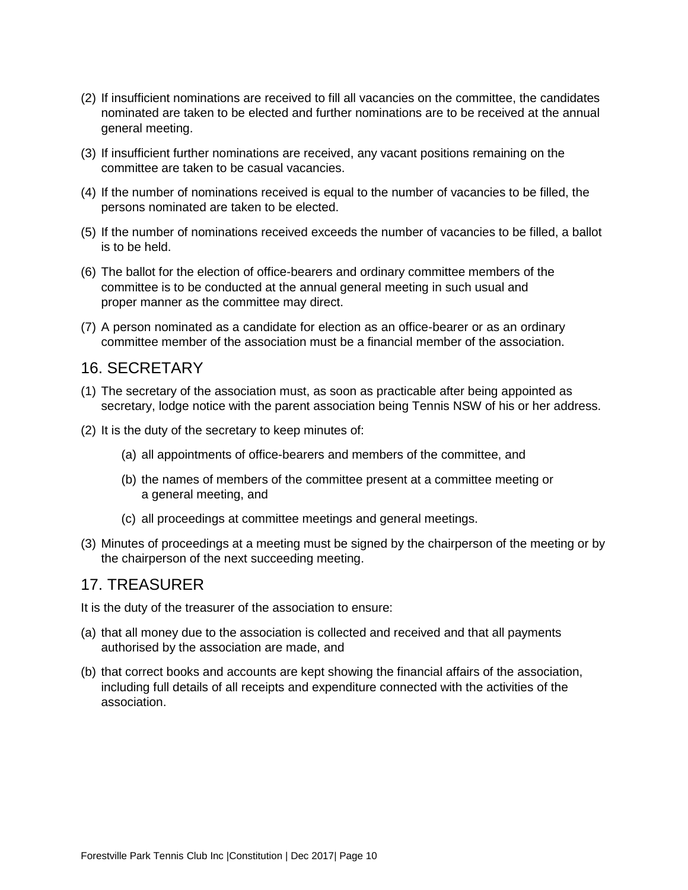(2) If insufficient nominations are received to fill all vacancies on the committee, the candidates nominated are taken to be elected and further nominations are to be received at the annual general meeting.

(3) If insufficient further nominations are received, any vacant positions remaining on the committee are taken to be casual vacancies.

(4) If the number of nominations received is equal to the number of vacancies to be filled, the persons nominated are taken to be elected.

(5) If the number of nominations received exceeds the number of vacancies to be filled, a ballot is to be held.

(6) The ballot for the election of office-bearers and ordinary committee members of the committee is to be conducted at the annual general meeting in such usual and proper manner as the committee may direct.

(7) A person nominated as a candidate for election as an office-bearer or as an ordinary committee member of the association must be a financial member of the association.

## 16. SECRETARY

(1) The secretary of the association must, as soon as practicable after being appointed as secretary, lodge notice with the parent association being Tennis NSW of his or her address.

(2) It is the duty of the secretary to keep minutes of:

  (a) all appointments of office-bearers and members of the committee, and

  (b) the names of members of the committee present at a committee meeting or a general meeting, and

  (c) all proceedings at committee meetings and general meetings.

(3) Minutes of proceedings at a meeting must be signed by the chairperson of the meeting or by the chairperson of the next succeeding meeting.

## 17. TREASURER

It is the duty of the treasurer of the association to ensure:

(a) that all money due to the association is collected and received and that all payments authorised by the association are made, and

(b) that correct books and accounts are kept showing the financial affairs of the association, including full details of all receipts and expenditure connected with the activities of the association.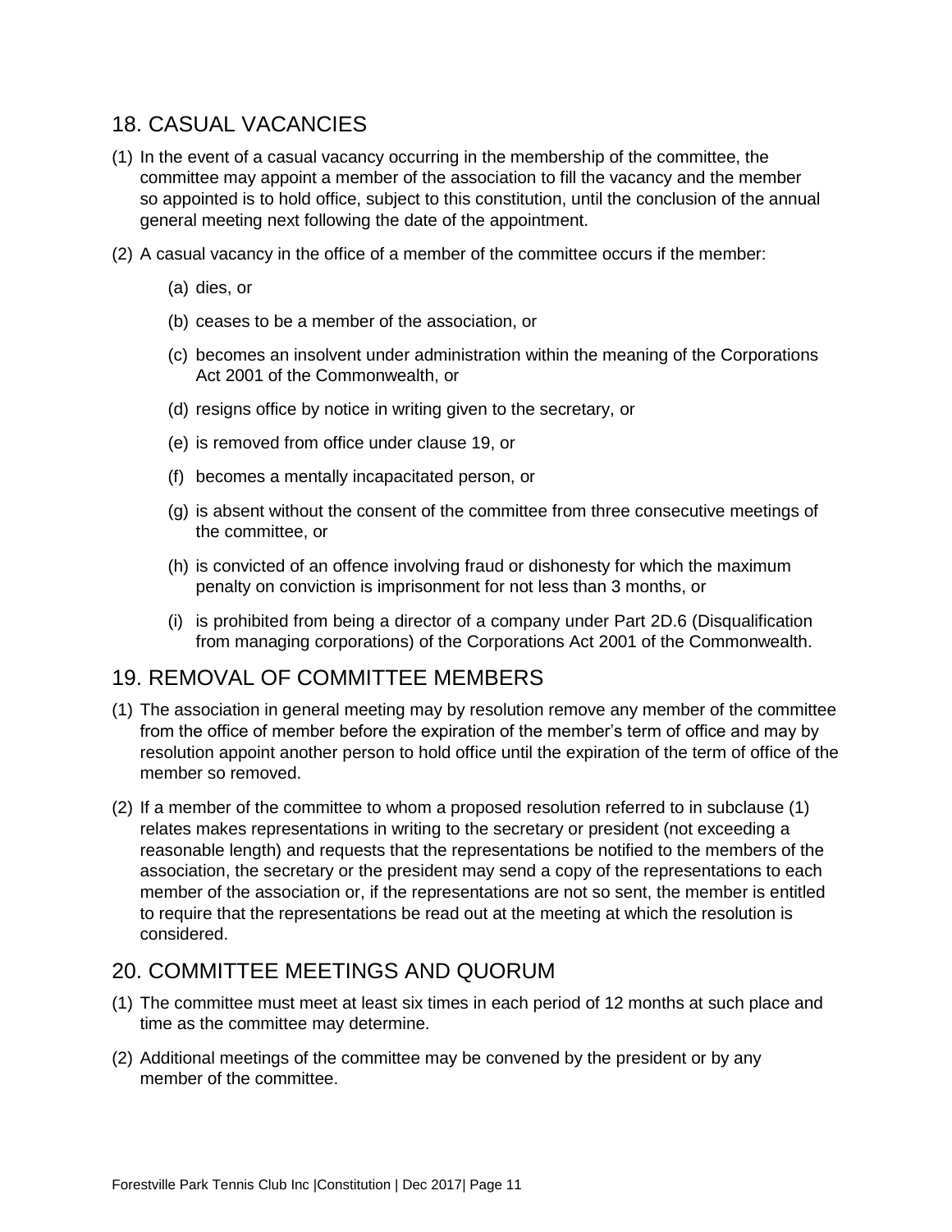## 18. CASUAL VACANCIES

(1) In the event of a casual vacancy occurring in the membership of the committee, the committee may appoint a member of the association to fill the vacancy and the member so appointed is to hold office, subject to this constitution, until the conclusion of the annual general meeting next following the date of the appointment.

(2) A casual vacancy in the office of a member of the committee occurs if the member:

  (a) dies, or

  (b) ceases to be a member of the association, or

  (c) becomes an insolvent under administration within the meaning of the Corporations Act 2001 of the Commonwealth, or

  (d) resigns office by notice in writing given to the secretary, or

  (e) is removed from office under clause 19, or

  (f) becomes a mentally incapacitated person, or

  (g) is absent without the consent of the committee from three consecutive meetings of the committee, or

  (h) is convicted of an offence involving fraud or dishonesty for which the maximum penalty on conviction is imprisonment for not less than 3 months, or

  (i) is prohibited from being a director of a company under Part 2D.6 (Disqualification from managing corporations) of the Corporations Act 2001 of the Commonwealth.

## 19. REMOVAL OF COMMITTEE MEMBERS

(1) The association in general meeting may by resolution remove any member of the committee from the office of member before the expiration of the member's term of office and may by resolution appoint another person to hold office until the expiration of the term of office of the member so removed.

(2) If a member of the committee to whom a proposed resolution referred to in subclause (1) relates makes representations in writing to the secretary or president (not exceeding a reasonable length) and requests that the representations be notified to the members of the association, the secretary or the president may send a copy of the representations to each member of the association or, if the representations are not so sent, the member is entitled to require that the representations be read out at the meeting at which the resolution is considered.

## 20. COMMITTEE MEETINGS AND QUORUM

(1) The committee must meet at least six times in each period of 12 months at such place and time as the committee may determine.

(2) Additional meetings of the committee may be convened by the president or by any member of the committee.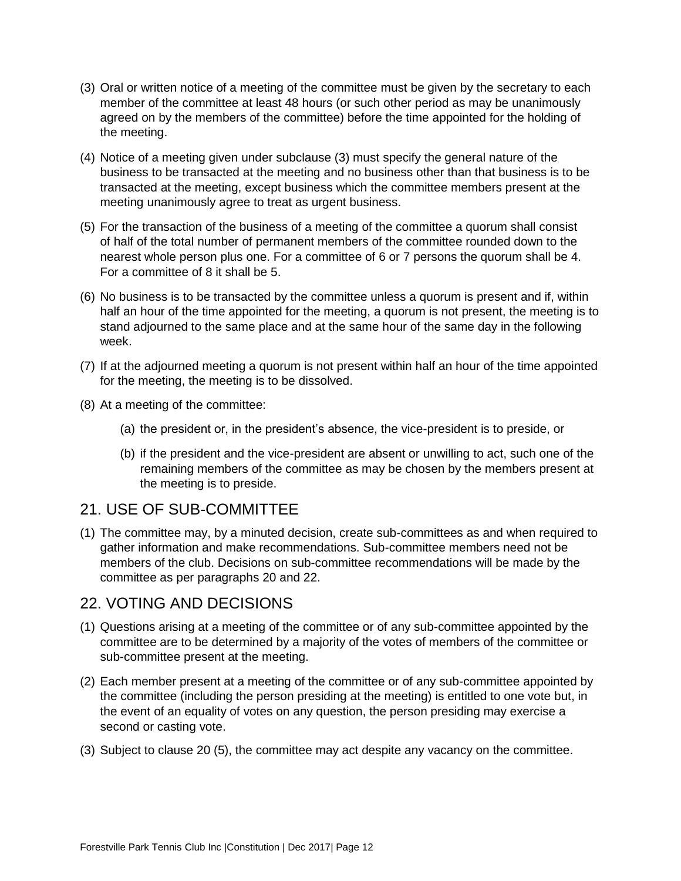(3) Oral or written notice of a meeting of the committee must be given by the secretary to each member of the committee at least 48 hours (or such other period as may be unanimously agreed on by the members of the committee) before the time appointed for the holding of the meeting.

(4) Notice of a meeting given under subclause (3) must specify the general nature of the business to be transacted at the meeting and no business other than that business is to be transacted at the meeting, except business which the committee members present at the meeting unanimously agree to treat as urgent business.

(5) For the transaction of the business of a meeting of the committee a quorum shall consist of half of the total number of permanent members of the committee rounded down to the nearest whole person plus one. For a committee of 6 or 7 persons the quorum shall be 4. For a committee of 8 it shall be 5.

(6) No business is to be transacted by the committee unless a quorum is present and if, within half an hour of the time appointed for the meeting, a quorum is not present, the meeting is to stand adjourned to the same place and at the same hour of the same day in the following week.

(7) If at the adjourned meeting a quorum is not present within half an hour of the time appointed for the meeting, the meeting is to be dissolved.

(8) At a meeting of the committee:

    (a) the president or, in the president's absence, the vice-president is to preside, or

    (b) if the president and the vice-president are absent or unwilling to act, such one of the remaining members of the committee as may be chosen by the members present at the meeting is to preside.

## 21. USE OF SUB-COMMITTEE

(1) The committee may, by a minuted decision, create sub-committees as and when required to gather information and make recommendations. Sub-committee members need not be members of the club. Decisions on sub-committee recommendations will be made by the committee as per paragraphs 20 and 22.

## 22. VOTING AND DECISIONS

(1) Questions arising at a meeting of the committee or of any sub-committee appointed by the committee are to be determined by a majority of the votes of members of the committee or sub-committee present at the meeting.

(2) Each member present at a meeting of the committee or of any sub-committee appointed by the committee (including the person presiding at the meeting) is entitled to one vote but, in the event of an equality of votes on any question, the person presiding may exercise a second or casting vote.

(3) Subject to clause 20 (5), the committee may act despite any vacancy on the committee.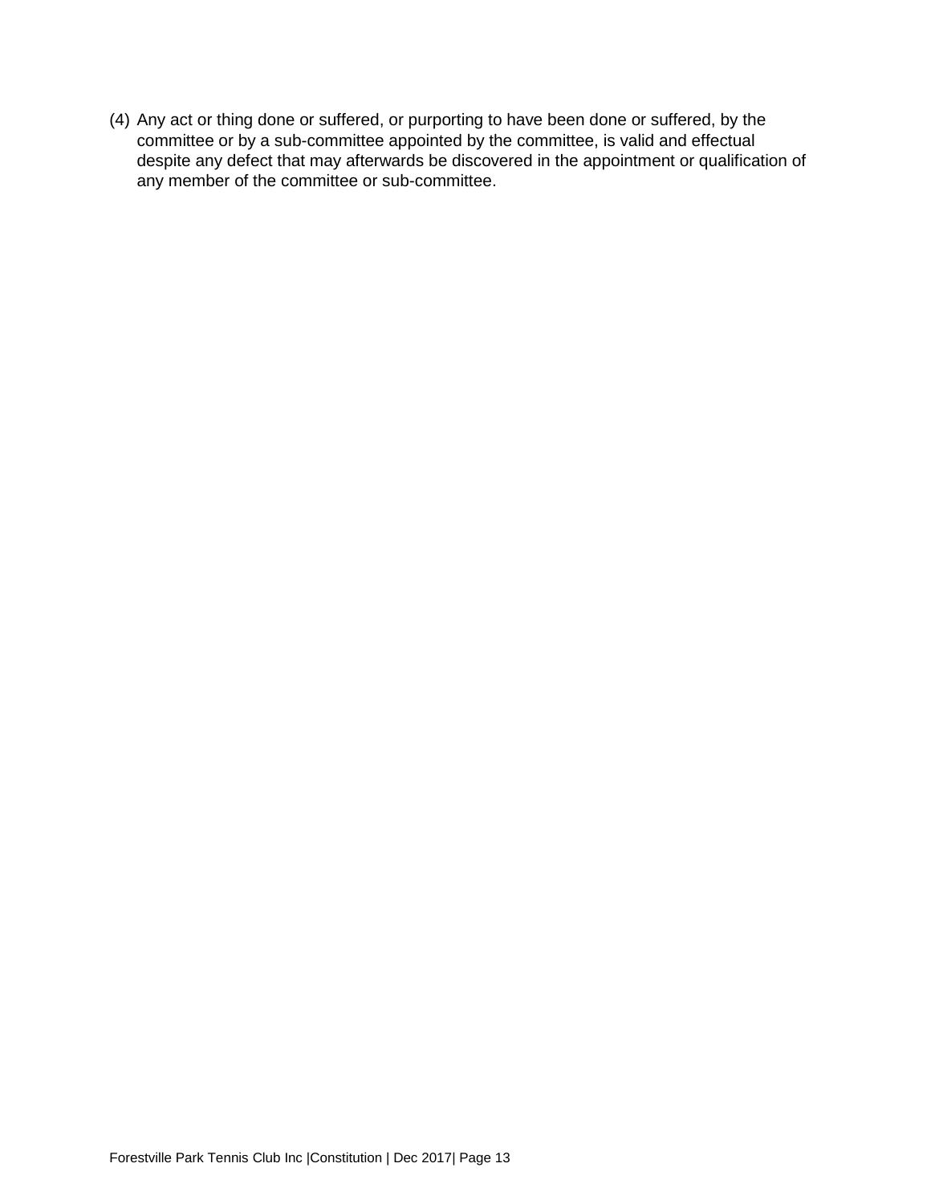(4) Any act or thing done or suffered, or purporting to have been done or suffered, by the committee or by a sub-committee appointed by the committee, is valid and effectual despite any defect that may afterwards be discovered in the appointment or qualification of any member of the committee or sub-committee.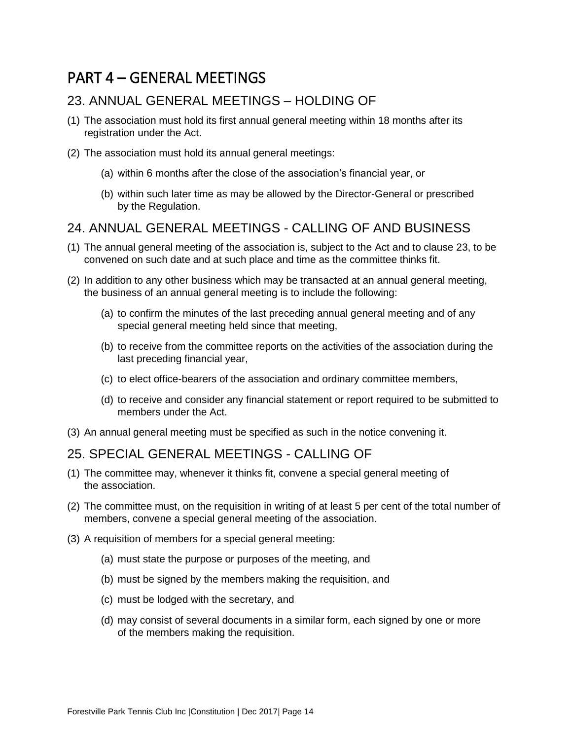# PART 4 – GENERAL MEETINGS

## 23. ANNUAL GENERAL MEETINGS – HOLDING OF

(1) The association must hold its first annual general meeting within 18 months after its registration under the Act.

(2) The association must hold its annual general meetings:

- (a) within 6 months after the close of the association's financial year, or
- (b) within such later time as may be allowed by the Director-General or prescribed by the Regulation.

## 24. ANNUAL GENERAL MEETINGS - CALLING OF AND BUSINESS

(1) The annual general meeting of the association is, subject to the Act and to clause 23, to be convened on such date and at such place and time as the committee thinks fit.

(2) In addition to any other business which may be transacted at an annual general meeting, the business of an annual general meeting is to include the following:

- (a) to confirm the minutes of the last preceding annual general meeting and of any special general meeting held since that meeting,
- (b) to receive from the committee reports on the activities of the association during the last preceding financial year,
- (c) to elect office-bearers of the association and ordinary committee members,
- (d) to receive and consider any financial statement or report required to be submitted to members under the Act.

(3) An annual general meeting must be specified as such in the notice convening it.

## 25. SPECIAL GENERAL MEETINGS - CALLING OF

(1) The committee may, whenever it thinks fit, convene a special general meeting of the association.

(2) The committee must, on the requisition in writing of at least 5 per cent of the total number of members, convene a special general meeting of the association.

(3) A requisition of members for a special general meeting:

- (a) must state the purpose or purposes of the meeting, and
- (b) must be signed by the members making the requisition, and
- (c) must be lodged with the secretary, and
- (d) may consist of several documents in a similar form, each signed by one or more of the members making the requisition.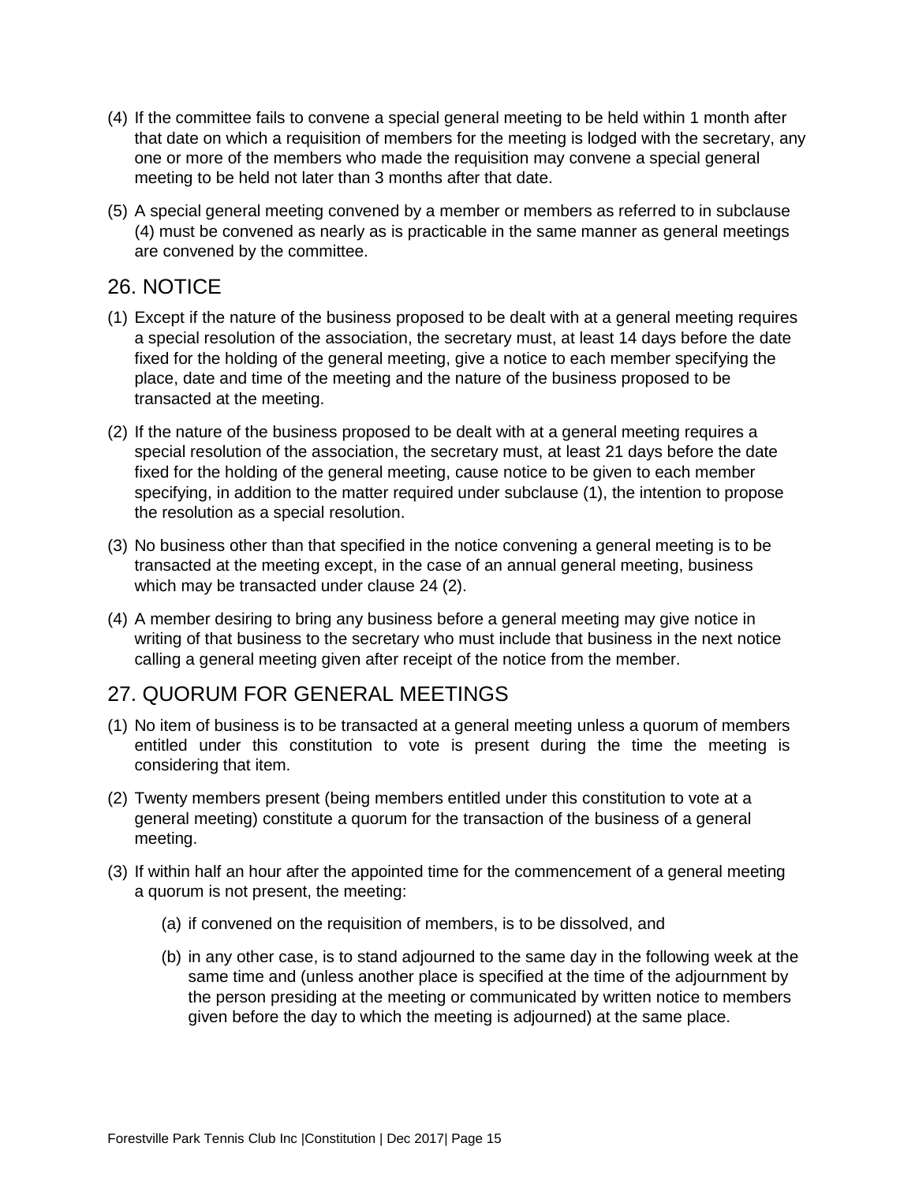(4) If the committee fails to convene a special general meeting to be held within 1 month after that date on which a requisition of members for the meeting is lodged with the secretary, any one or more of the members who made the requisition may convene a special general meeting to be held not later than 3 months after that date.

(5) A special general meeting convened by a member or members as referred to in subclause (4) must be convened as nearly as is practicable in the same manner as general meetings are convened by the committee.

## 26. NOTICE

(1) Except if the nature of the business proposed to be dealt with at a general meeting requires a special resolution of the association, the secretary must, at least 14 days before the date fixed for the holding of the general meeting, give a notice to each member specifying the place, date and time of the meeting and the nature of the business proposed to be transacted at the meeting.

(2) If the nature of the business proposed to be dealt with at a general meeting requires a special resolution of the association, the secretary must, at least 21 days before the date fixed for the holding of the general meeting, cause notice to be given to each member specifying, in addition to the matter required under subclause (1), the intention to propose the resolution as a special resolution.

(3) No business other than that specified in the notice convening a general meeting is to be transacted at the meeting except, in the case of an annual general meeting, business which may be transacted under clause 24 (2).

(4) A member desiring to bring any business before a general meeting may give notice in writing of that business to the secretary who must include that business in the next notice calling a general meeting given after receipt of the notice from the member.

## 27. QUORUM FOR GENERAL MEETINGS

(1) No item of business is to be transacted at a general meeting unless a quorum of members entitled under this constitution to vote is present during the time the meeting is considering that item.

(2) Twenty members present (being members entitled under this constitution to vote at a general meeting) constitute a quorum for the transaction of the business of a general meeting.

(3) If within half an hour after the appointed time for the commencement of a general meeting a quorum is not present, the meeting:

   (a) if convened on the requisition of members, is to be dissolved, and

   (b) in any other case, is to stand adjourned to the same day in the following week at the same time and (unless another place is specified at the time of the adjournment by the person presiding at the meeting or communicated by written notice to members given before the day to which the meeting is adjourned) at the same place.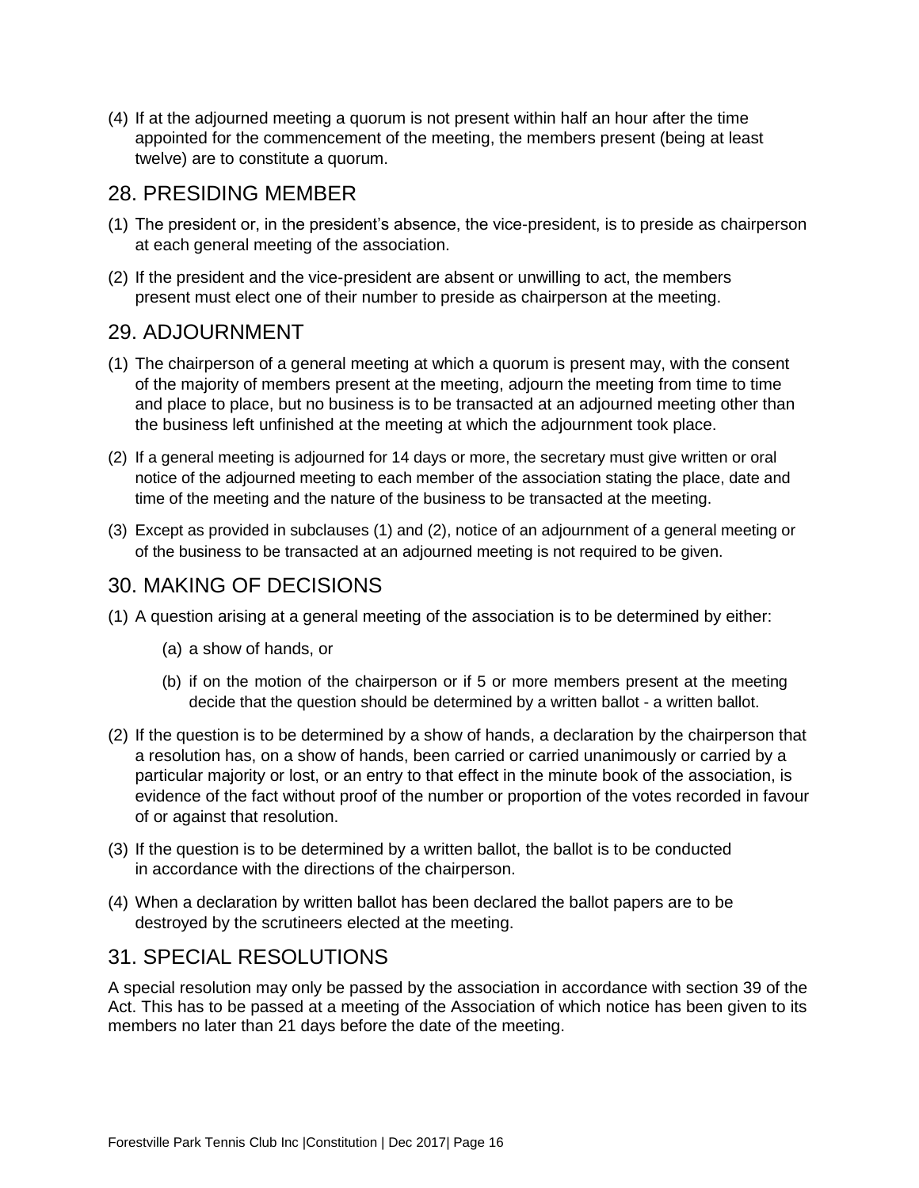(4) If at the adjourned meeting a quorum is not present within half an hour after the time appointed for the commencement of the meeting, the members present (being at least twelve) are to constitute a quorum.

## 28. PRESIDING MEMBER

(1) The president or, in the president's absence, the vice-president, is to preside as chairperson at each general meeting of the association.

(2) If the president and the vice-president are absent or unwilling to act, the members present must elect one of their number to preside as chairperson at the meeting.

## 29. ADJOURNMENT

(1) The chairperson of a general meeting at which a quorum is present may, with the consent of the majority of members present at the meeting, adjourn the meeting from time to time and place to place, but no business is to be transacted at an adjourned meeting other than the business left unfinished at the meeting at which the adjournment took place.

(2) If a general meeting is adjourned for 14 days or more, the secretary must give written or oral notice of the adjourned meeting to each member of the association stating the place, date and time of the meeting and the nature of the business to be transacted at the meeting.

(3) Except as provided in subclauses (1) and (2), notice of an adjournment of a general meeting or of the business to be transacted at an adjourned meeting is not required to be given.

## 30. MAKING OF DECISIONS

(1) A question arising at a general meeting of the association is to be determined by either:

   (a) a show of hands, or

   (b) if on the motion of the chairperson or if 5 or more members present at the meeting decide that the question should be determined by a written ballot - a written ballot.

(2) If the question is to be determined by a show of hands, a declaration by the chairperson that a resolution has, on a show of hands, been carried or carried unanimously or carried by a particular majority or lost, or an entry to that effect in the minute book of the association, is evidence of the fact without proof of the number or proportion of the votes recorded in favour of or against that resolution.

(3) If the question is to be determined by a written ballot, the ballot is to be conducted in accordance with the directions of the chairperson.

(4) When a declaration by written ballot has been declared the ballot papers are to be destroyed by the scrutineers elected at the meeting.

## 31. SPECIAL RESOLUTIONS

A special resolution may only be passed by the association in accordance with section 39 of the Act. This has to be passed at a meeting of the Association of which notice has been given to its members no later than 21 days before the date of the meeting.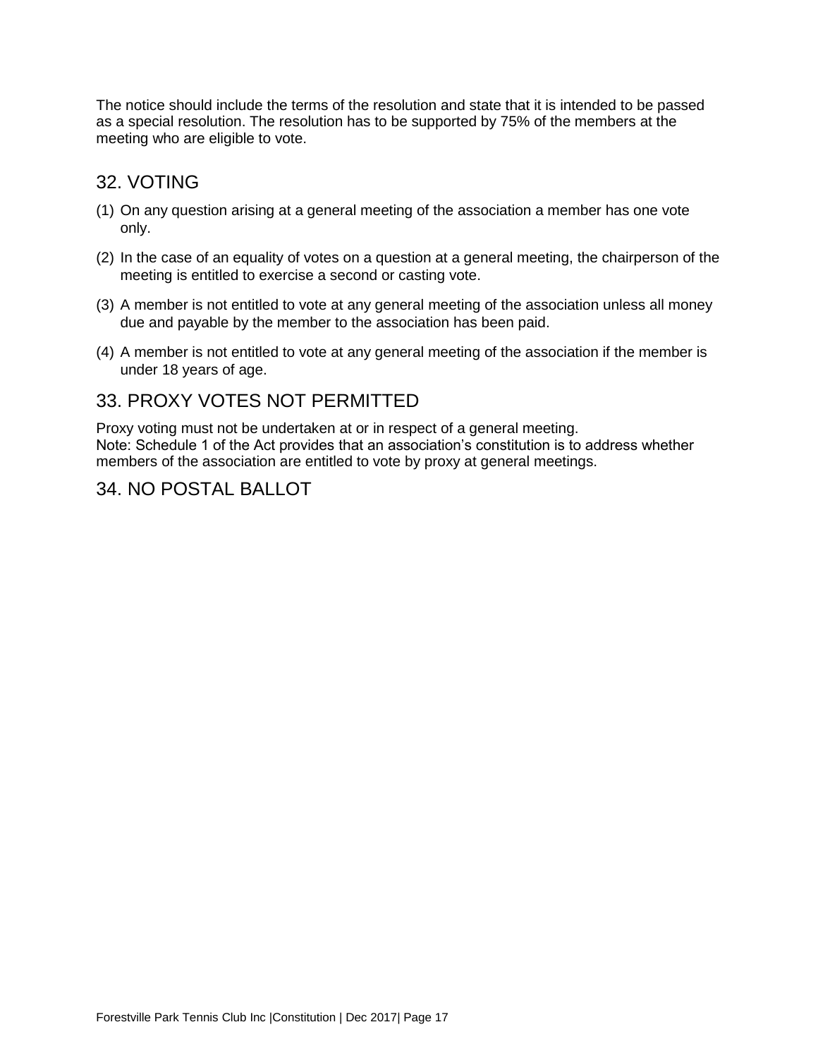The notice should include the terms of the resolution and state that it is intended to be passed as a special resolution. The resolution has to be supported by 75% of the members at the meeting who are eligible to vote.

## 32. VOTING

(1) On any question arising at a general meeting of the association a member has one vote only.

(2) In the case of an equality of votes on a question at a general meeting, the chairperson of the meeting is entitled to exercise a second or casting vote.

(3) A member is not entitled to vote at any general meeting of the association unless all money due and payable by the member to the association has been paid.

(4) A member is not entitled to vote at any general meeting of the association if the member is under 18 years of age.

## 33. PROXY VOTES NOT PERMITTED

Proxy voting must not be undertaken at or in respect of a general meeting.
Note: Schedule 1 of the Act provides that an association's constitution is to address whether members of the association are entitled to vote by proxy at general meetings.

## 34. NO POSTAL BALLOT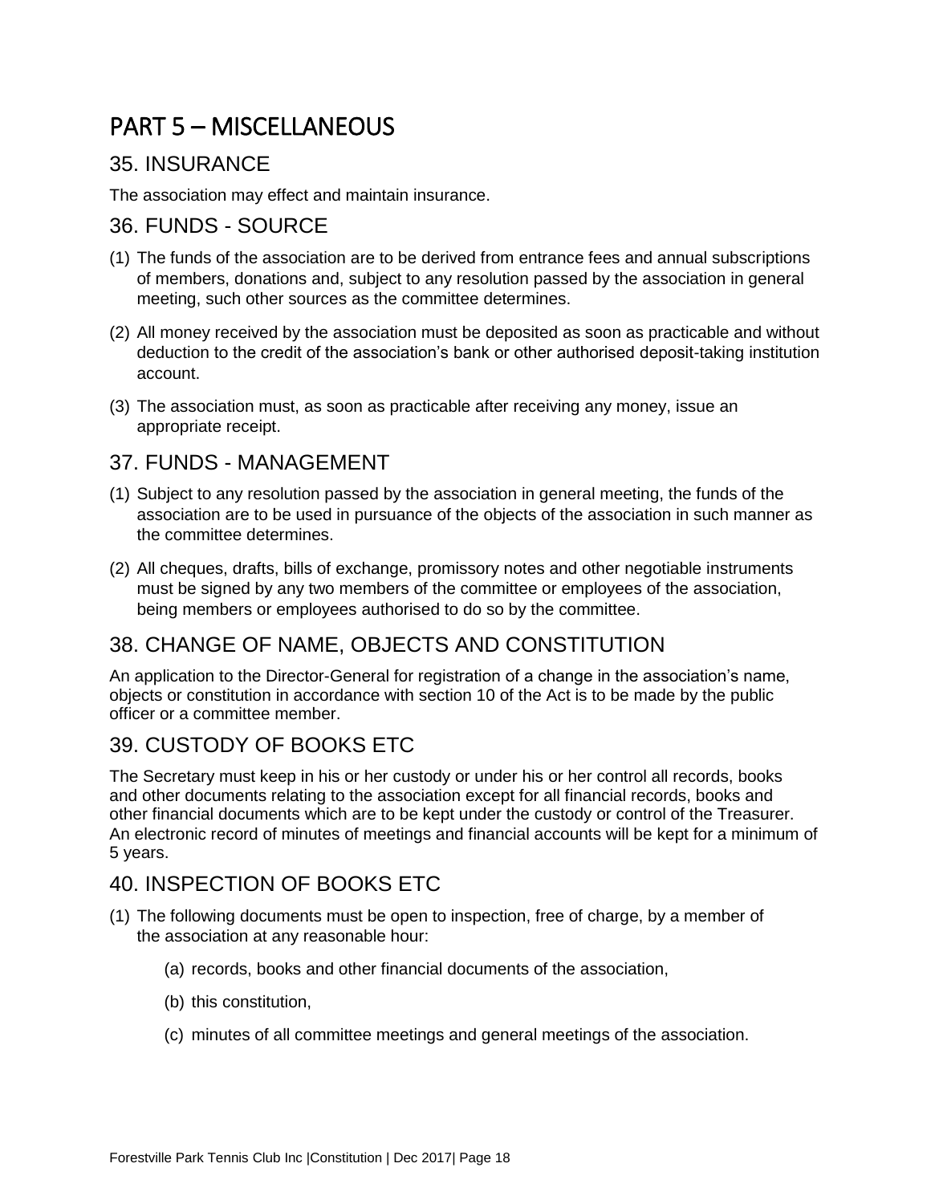# PART 5 – MISCELLANEOUS

## 35. INSURANCE

The association may effect and maintain insurance.

## 36. FUNDS - SOURCE

(1) The funds of the association are to be derived from entrance fees and annual subscriptions of members, donations and, subject to any resolution passed by the association in general meeting, such other sources as the committee determines.

(2) All money received by the association must be deposited as soon as practicable and without deduction to the credit of the association's bank or other authorised deposit-taking institution account.

(3) The association must, as soon as practicable after receiving any money, issue an appropriate receipt.

## 37. FUNDS - MANAGEMENT

(1) Subject to any resolution passed by the association in general meeting, the funds of the association are to be used in pursuance of the objects of the association in such manner as the committee determines.

(2) All cheques, drafts, bills of exchange, promissory notes and other negotiable instruments must be signed by any two members of the committee or employees of the association, being members or employees authorised to do so by the committee.

## 38. CHANGE OF NAME, OBJECTS AND CONSTITUTION

An application to the Director-General for registration of a change in the association's name, objects or constitution in accordance with section 10 of the Act is to be made by the public officer or a committee member.

## 39. CUSTODY OF BOOKS ETC

The Secretary must keep in his or her custody or under his or her control all records, books and other documents relating to the association except for all financial records, books and other financial documents which are to be kept under the custody or control of the Treasurer. An electronic record of minutes of meetings and financial accounts will be kept for a minimum of 5 years.

## 40. INSPECTION OF BOOKS ETC

(1) The following documents must be open to inspection, free of charge, by a member of the association at any reasonable hour:

  (a) records, books and other financial documents of the association,

  (b) this constitution,

  (c) minutes of all committee meetings and general meetings of the association.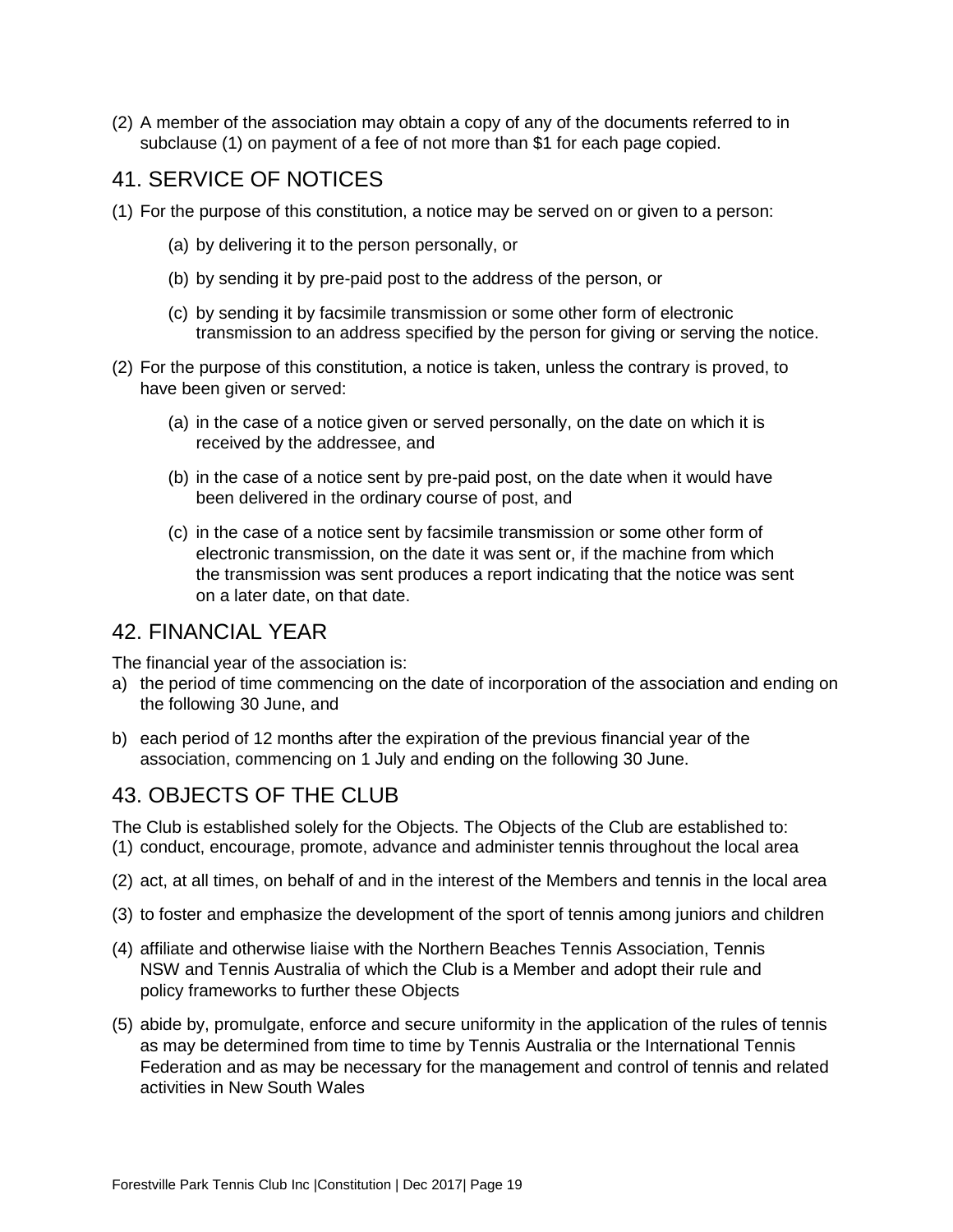(2) A member of the association may obtain a copy of any of the documents referred to in subclause (1) on payment of a fee of not more than $1 for each page copied.

## 41. SERVICE OF NOTICES

(1) For the purpose of this constitution, a notice may be served on or given to a person:

- (a) by delivering it to the person personally, or
- (b) by sending it by pre-paid post to the address of the person, or
- (c) by sending it by facsimile transmission or some other form of electronic transmission to an address specified by the person for giving or serving the notice.

(2) For the purpose of this constitution, a notice is taken, unless the contrary is proved, to have been given or served:

- (a) in the case of a notice given or served personally, on the date on which it is received by the addressee, and
- (b) in the case of a notice sent by pre-paid post, on the date when it would have been delivered in the ordinary course of post, and
- (c) in the case of a notice sent by facsimile transmission or some other form of electronic transmission, on the date it was sent or, if the machine from which the transmission was sent produces a report indicating that the notice was sent on a later date, on that date.

## 42. FINANCIAL YEAR

The financial year of the association is:

a) the period of time commencing on the date of incorporation of the association and ending on the following 30 June, and

b) each period of 12 months after the expiration of the previous financial year of the association, commencing on 1 July and ending on the following 30 June.

## 43. OBJECTS OF THE CLUB

The Club is established solely for the Objects. The Objects of the Club are established to:

(1) conduct, encourage, promote, advance and administer tennis throughout the local area

(2) act, at all times, on behalf of and in the interest of the Members and tennis in the local area

(3) to foster and emphasize the development of the sport of tennis among juniors and children

(4) affiliate and otherwise liaise with the Northern Beaches Tennis Association, Tennis NSW and Tennis Australia of which the Club is a Member and adopt their rule and policy frameworks to further these Objects

(5) abide by, promulgate, enforce and secure uniformity in the application of the rules of tennis as may be determined from time to time by Tennis Australia or the International Tennis Federation and as may be necessary for the management and control of tennis and related activities in New South Wales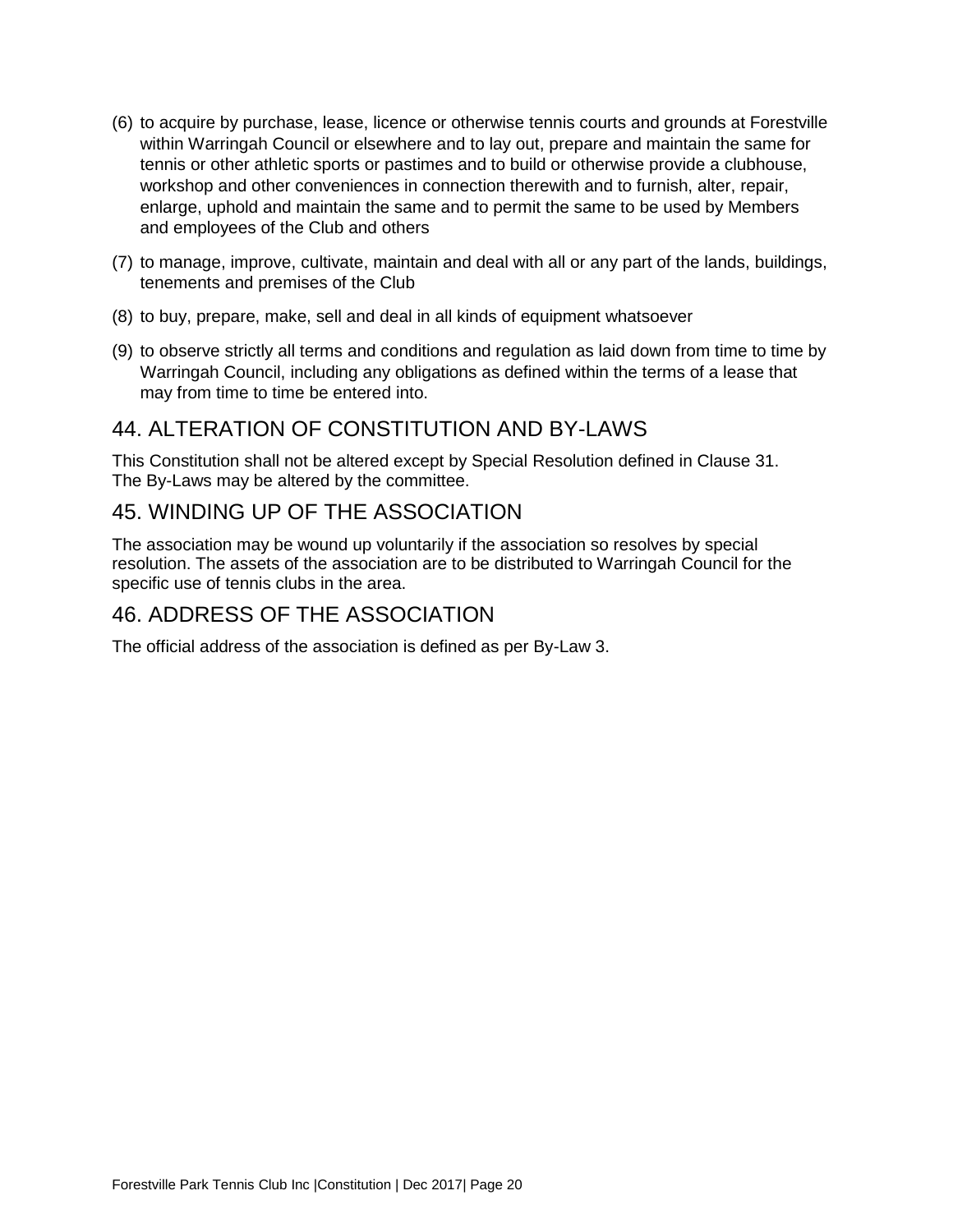(6) to acquire by purchase, lease, licence or otherwise tennis courts and grounds at Forestville within Warringah Council or elsewhere and to lay out, prepare and maintain the same for tennis or other athletic sports or pastimes and to build or otherwise provide a clubhouse, workshop and other conveniences in connection therewith and to furnish, alter, repair, enlarge, uphold and maintain the same and to permit the same to be used by Members and employees of the Club and others

(7) to manage, improve, cultivate, maintain and deal with all or any part of the lands, buildings, tenements and premises of the Club

(8) to buy, prepare, make, sell and deal in all kinds of equipment whatsoever

(9) to observe strictly all terms and conditions and regulation as laid down from time to time by Warringah Council, including any obligations as defined within the terms of a lease that may from time to time be entered into.

## 44. ALTERATION OF CONSTITUTION AND BY-LAWS

This Constitution shall not be altered except by Special Resolution defined in Clause 31.
The By-Laws may be altered by the committee.

## 45. WINDING UP OF THE ASSOCIATION

The association may be wound up voluntarily if the association so resolves by special resolution. The assets of the association are to be distributed to Warringah Council for the specific use of tennis clubs in the area.

## 46. ADDRESS OF THE ASSOCIATION

The official address of the association is defined as per By-Law 3.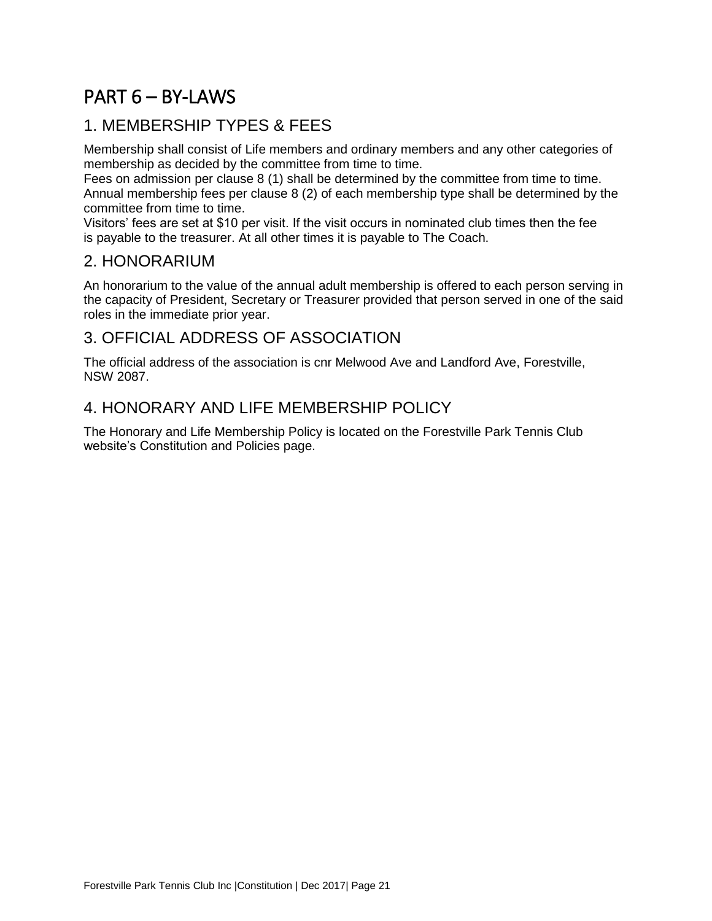# PART 6 – BY-LAWS

## 1. MEMBERSHIP TYPES & FEES

Membership shall consist of Life members and ordinary members and any other categories of membership as decided by the committee from time to time.
Fees on admission per clause 8 (1) shall be determined by the committee from time to time.
Annual membership fees per clause 8 (2) of each membership type shall be determined by the committee from time to time.
Visitors' fees are set at $10 per visit. If the visit occurs in nominated club times then the fee is payable to the treasurer. At all other times it is payable to The Coach.

## 2. HONORARIUM

An honorarium to the value of the annual adult membership is offered to each person serving in the capacity of President, Secretary or Treasurer provided that person served in one of the said roles in the immediate prior year.

## 3. OFFICIAL ADDRESS OF ASSOCIATION

The official address of the association is cnr Melwood Ave and Landford Ave, Forestville, NSW 2087.

## 4. HONORARY AND LIFE MEMBERSHIP POLICY

The Honorary and Life Membership Policy is located on the Forestville Park Tennis Club website's Constitution and Policies page.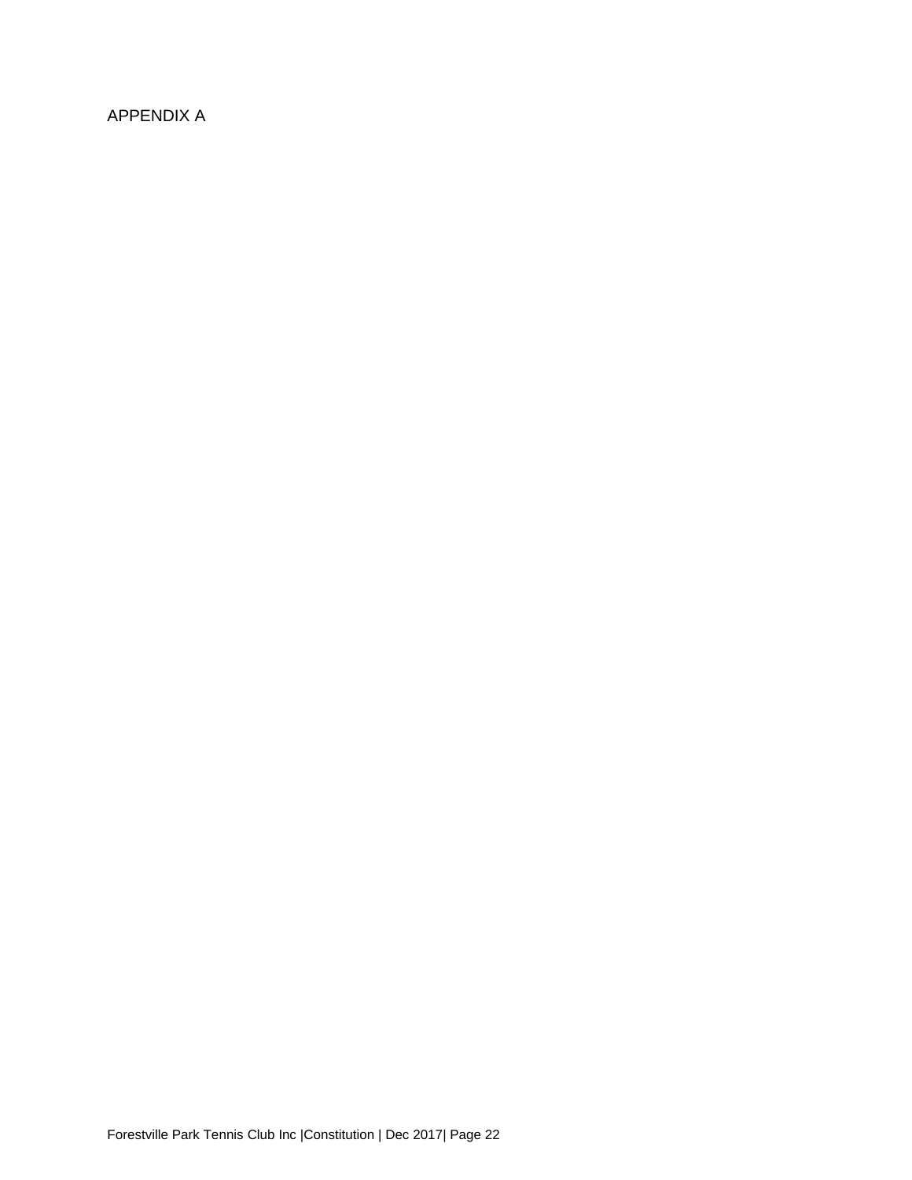APPENDIX A